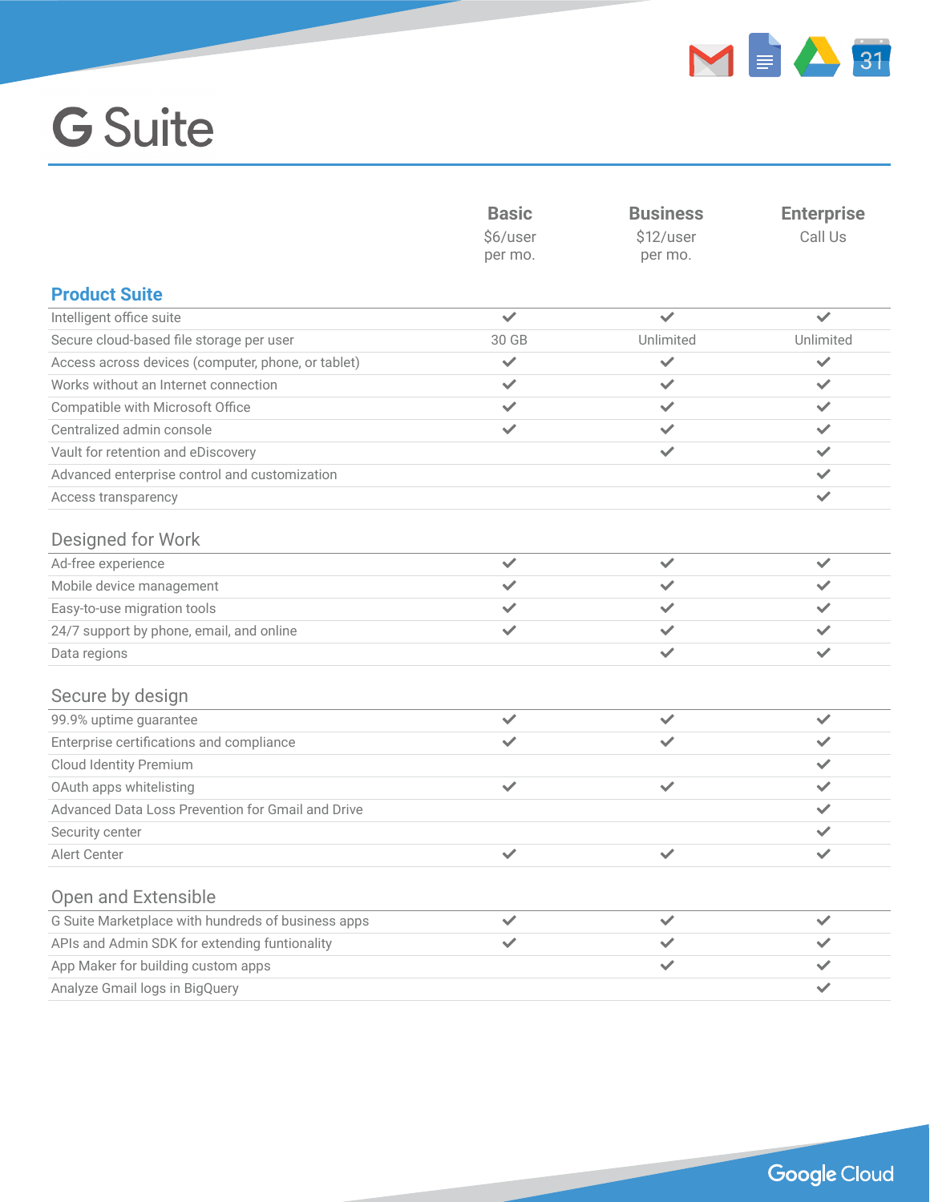# G Suite

| | Basic<br>$6/user per mo. | Business<br>$12/user per mo. | Enterprise<br>Call Us |
|---|---|---|---|
| **Product Suite** | | | |
| Intelligent office suite | ✔ | ✔ | ✔ |
| Secure cloud-based file storage per user | 30 GB | Unlimited | Unlimited |
| Access across devices (computer, phone, or tablet) | ✔ | ✔ | ✔ |
| Works without an Internet connection | ✔ | ✔ | ✔ |
| Compatible with Microsoft Office | ✔ | ✔ | ✔ |
| Centralized admin console | ✔ | ✔ | ✔ |
| Vault for retention and eDiscovery | | ✔ | ✔ |
| Advanced enterprise control and customization | | | ✔ |
| Access transparency | | | ✔ |
| **Designed for Work** | | | |
| Ad-free experience | ✔ | ✔ | ✔ |
| Mobile device management | ✔ | ✔ | ✔ |
| Easy-to-use migration tools | ✔ | ✔ | ✔ |
| 24/7 support by phone, email, and online | ✔ | ✔ | ✔ |
| Data regions | | ✔ | ✔ |
| **Secure by design** | | | |
| 99.9% uptime guarantee | ✔ | ✔ | ✔ |
| Enterprise certifications and compliance | ✔ | ✔ | ✔ |
| Cloud Identity Premium | | | ✔ |
| OAuth apps whitelisting | ✔ | ✔ | ✔ |
| Advanced Data Loss Prevention for Gmail and Drive | | | ✔ |
| Security center | | | ✔ |
| Alert Center | ✔ | ✔ | ✔ |
| **Open and Extensible** | | | |
| G Suite Marketplace with hundreds of business apps | ✔ | ✔ | ✔ |
| APIs and Admin SDK for extending funtionality | ✔ | ✔ | ✔ |
| App Maker for building custom apps | | ✔ | ✔ |
| Analyze Gmail logs in BigQuery | | | ✔ |

Google Cloud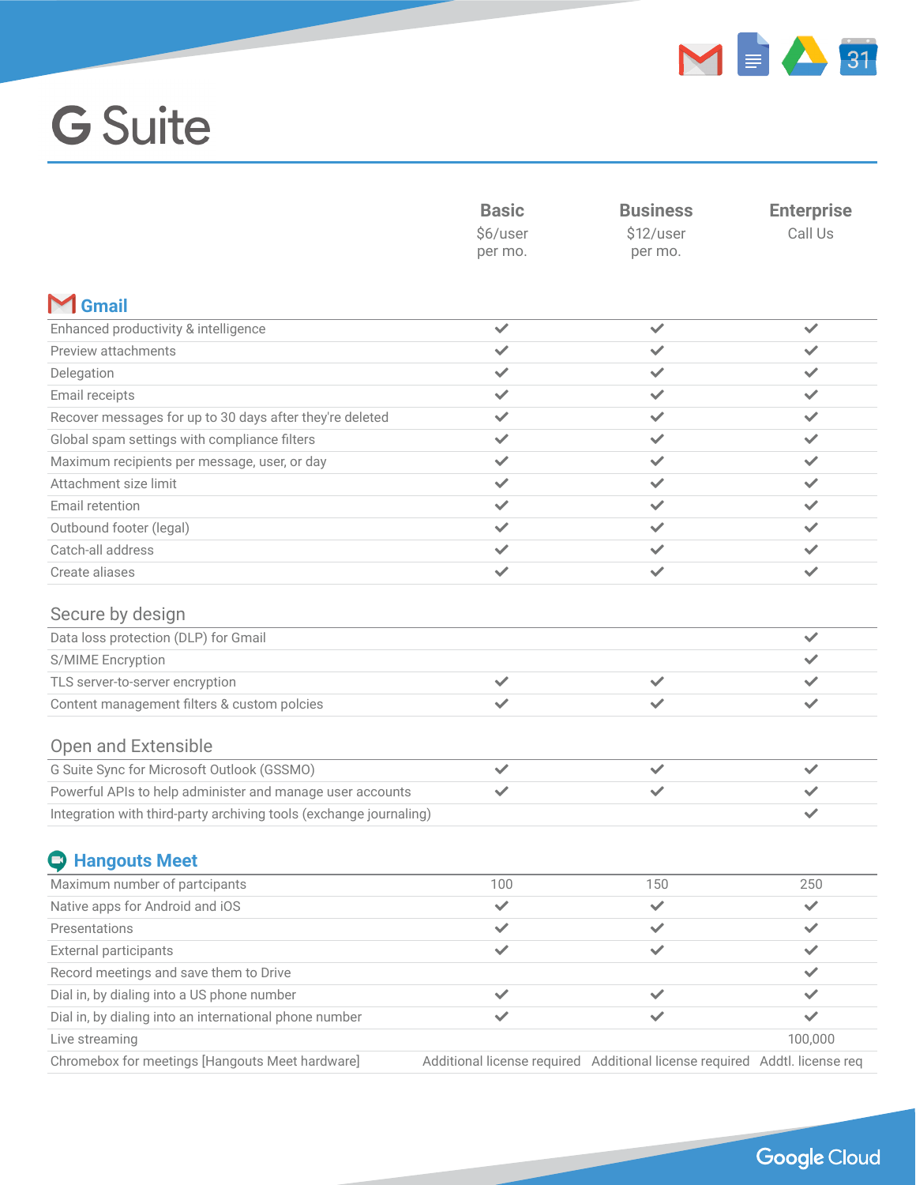# G Suite

| | Basic<br>$6/user per mo. | Business<br>$12/user per mo. | Enterprise<br>Call Us |
|---|---|---|---|
| **Gmail** | | | |
| Enhanced productivity & intelligence | ✔ | ✔ | ✔ |
| Preview attachments | ✔ | ✔ | ✔ |
| Delegation | ✔ | ✔ | ✔ |
| Email receipts | ✔ | ✔ | ✔ |
| Recover messages for up to 30 days after they're deleted | ✔ | ✔ | ✔ |
| Global spam settings with compliance filters | ✔ | ✔ | ✔ |
| Maximum recipients per message, user, or day | ✔ | ✔ | ✔ |
| Attachment size limit | ✔ | ✔ | ✔ |
| Email retention | ✔ | ✔ | ✔ |
| Outbound footer (legal) | ✔ | ✔ | ✔ |
| Catch-all address | ✔ | ✔ | ✔ |
| Create aliases | ✔ | ✔ | ✔ |
| **Secure by design** | | | |
| Data loss protection (DLP) for Gmail | | | ✔ |
| S/MIME Encryption | | | ✔ |
| TLS server-to-server encryption | ✔ | ✔ | ✔ |
| Content management filters & custom polcies | ✔ | ✔ | ✔ |
| **Open and Extensible** | | | |
| G Suite Sync for Microsoft Outlook (GSSMO) | ✔ | ✔ | ✔ |
| Powerful APIs to help administer and manage user accounts | ✔ | ✔ | ✔ |
| Integration with third-party archiving tools (exchange journaling) | | | ✔ |
| **Hangouts Meet** | | | |
| Maximum number of partcipants | 100 | 150 | 250 |
| Native apps for Android and iOS | ✔ | ✔ | ✔ |
| Presentations | ✔ | ✔ | ✔ |
| External participants | ✔ | ✔ | ✔ |
| Record meetings and save them to Drive | | | ✔ |
| Dial in, by dialing into a US phone number | ✔ | ✔ | ✔ |
| Dial in, by dialing into an international phone number | ✔ | ✔ | ✔ |
| Live streaming | | | 100,000 |
| Chromebox for meetings [Hangouts Meet hardware] | Additional license required | Additional license required | Addtl. license req |

Google Cloud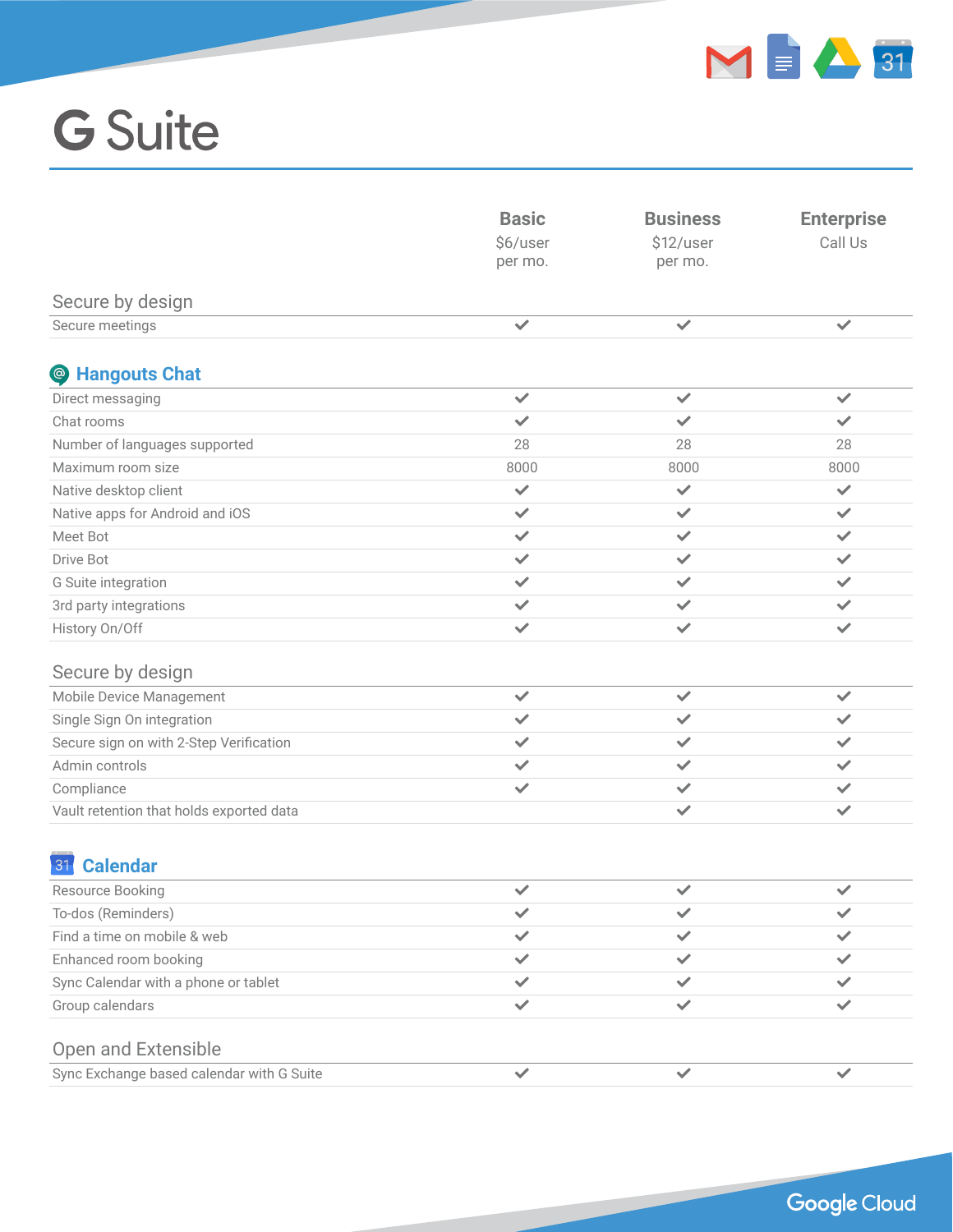# G Suite

| | Basic<br>$6/user per mo. | Business<br>$12/user per mo. | Enterprise<br>Call Us |
|---|---|---|---|
| **Secure by design** | | | |
| Secure meetings | ✔ | ✔ | ✔ |
| **Hangouts Chat** | | | |
| Direct messaging | ✔ | ✔ | ✔ |
| Chat rooms | ✔ | ✔ | ✔ |
| Number of languages supported | 28 | 28 | 28 |
| Maximum room size | 8000 | 8000 | 8000 |
| Native desktop client | ✔ | ✔ | ✔ |
| Native apps for Android and iOS | ✔ | ✔ | ✔ |
| Meet Bot | ✔ | ✔ | ✔ |
| Drive Bot | ✔ | ✔ | ✔ |
| G Suite integration | ✔ | ✔ | ✔ |
| 3rd party integrations | ✔ | ✔ | ✔ |
| History On/Off | ✔ | ✔ | ✔ |
| **Secure by design** | | | |
| Mobile Device Management | ✔ | ✔ | ✔ |
| Single Sign On integration | ✔ | ✔ | ✔ |
| Secure sign on with 2-Step Verification | ✔ | ✔ | ✔ |
| Admin controls | ✔ | ✔ | ✔ |
| Compliance | ✔ | ✔ | ✔ |
| Vault retention that holds exported data | | ✔ | ✔ |
| **Calendar** | | | |
| Resource Booking | ✔ | ✔ | ✔ |
| To-dos (Reminders) | ✔ | ✔ | ✔ |
| Find a time on mobile & web | ✔ | ✔ | ✔ |
| Enhanced room booking | ✔ | ✔ | ✔ |
| Sync Calendar with a phone or tablet | ✔ | ✔ | ✔ |
| Group calendars | ✔ | ✔ | ✔ |
| **Open and Extensible** | | | |
| Sync Exchange based calendar with G Suite | ✔ | ✔ | ✔ |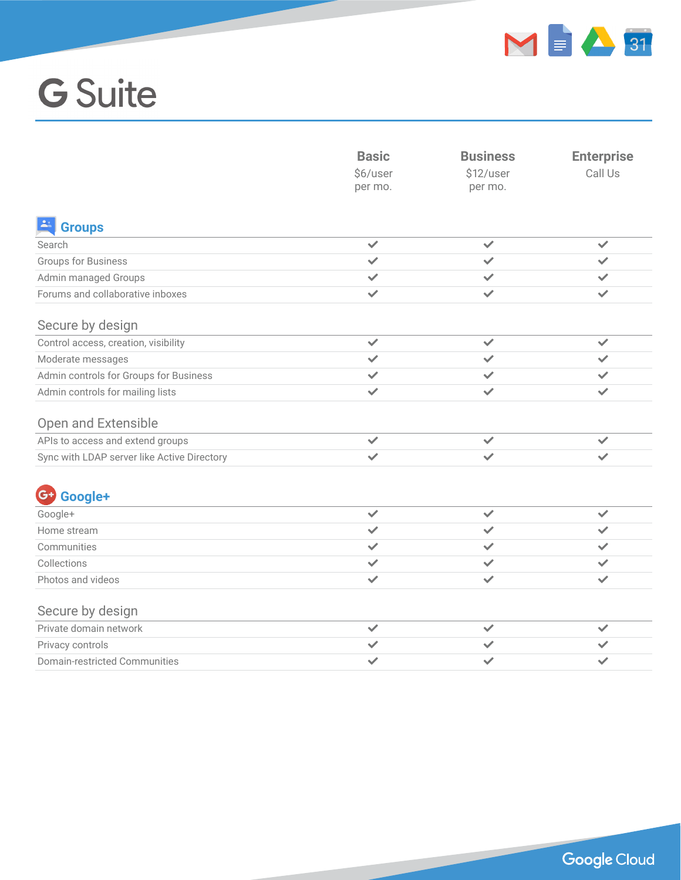# G Suite

| | Basic<br>$6/user per mo. | Business<br>$12/user per mo. | Enterprise<br>Call Us |
|---|---|---|---|
| **Groups** | | | |
| Search | ✓ | ✓ | ✓ |
| Groups for Business | ✓ | ✓ | ✓ |
| Admin managed Groups | ✓ | ✓ | ✓ |
| Forums and collaborative inboxes | ✓ | ✓ | ✓ |
| **Secure by design** | | | |
| Control access, creation, visibility | ✓ | ✓ | ✓ |
| Moderate messages | ✓ | ✓ | ✓ |
| Admin controls for Groups for Business | ✓ | ✓ | ✓ |
| Admin controls for mailing lists | ✓ | ✓ | ✓ |
| **Open and Extensible** | | | |
| APIs to access and extend groups | ✓ | ✓ | ✓ |
| Sync with LDAP server like Active Directory | ✓ | ✓ | ✓ |
| **Google+** | | | |
| Google+ | ✓ | ✓ | ✓ |
| Home stream | ✓ | ✓ | ✓ |
| Communities | ✓ | ✓ | ✓ |
| Collections | ✓ | ✓ | ✓ |
| Photos and videos | ✓ | ✓ | ✓ |
| **Secure by design** | | | |
| Private domain network | ✓ | ✓ | ✓ |
| Privacy controls | ✓ | ✓ | ✓ |
| Domain-restricted Communities | ✓ | ✓ | ✓ |

Google Cloud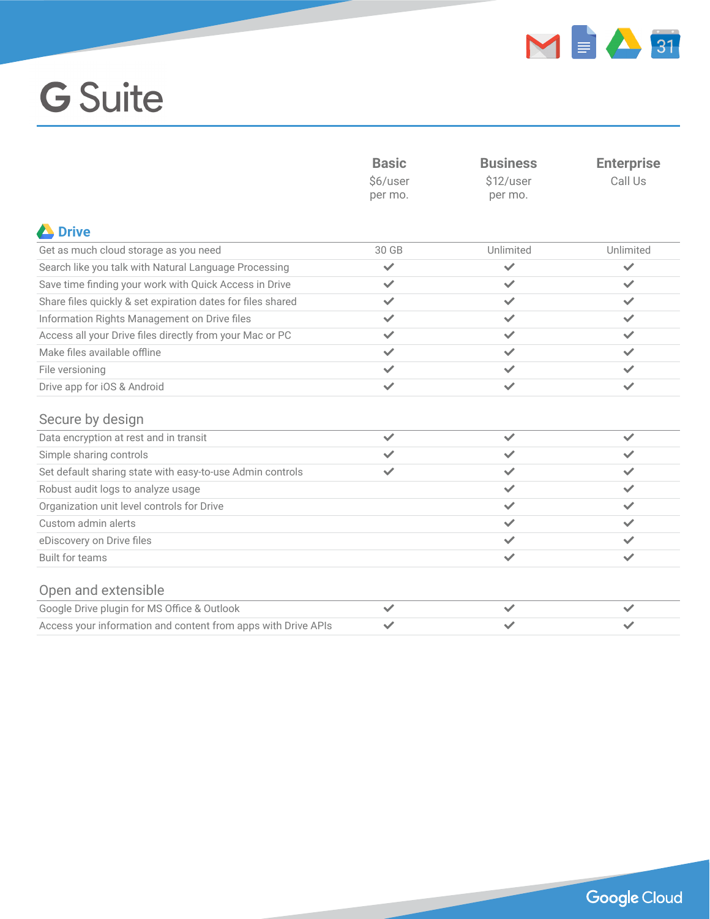# G Suite

| | Basic<br>$6/user per mo. | Business<br>$12/user per mo. | Enterprise<br>Call Us |
|---|---|---|---|
| **Drive** | | | |
| Get as much cloud storage as you need | 30 GB | Unlimited | Unlimited |
| Search like you talk with Natural Language Processing | ✔ | ✔ | ✔ |
| Save time finding your work with Quick Access in Drive | ✔ | ✔ | ✔ |
| Share files quickly & set expiration dates for files shared | ✔ | ✔ | ✔ |
| Information Rights Management on Drive files | ✔ | ✔ | ✔ |
| Access all your Drive files directly from your Mac or PC | ✔ | ✔ | ✔ |
| Make files available offline | ✔ | ✔ | ✔ |
| File versioning | ✔ | ✔ | ✔ |
| Drive app for iOS & Android | ✔ | ✔ | ✔ |
| **Secure by design** | | | |
| Data encryption at rest and in transit | ✔ | ✔ | ✔ |
| Simple sharing controls | ✔ | ✔ | ✔ |
| Set default sharing state with easy-to-use Admin controls | ✔ | ✔ | ✔ |
| Robust audit logs to analyze usage | | ✔ | ✔ |
| Organization unit level controls for Drive | | ✔ | ✔ |
| Custom admin alerts | | ✔ | ✔ |
| eDiscovery on Drive files | | ✔ | ✔ |
| Built for teams | | ✔ | ✔ |
| **Open and extensible** | | | |
| Google Drive plugin for MS Office & Outlook | ✔ | ✔ | ✔ |
| Access your information and content from apps with Drive APIs | ✔ | ✔ | ✔ |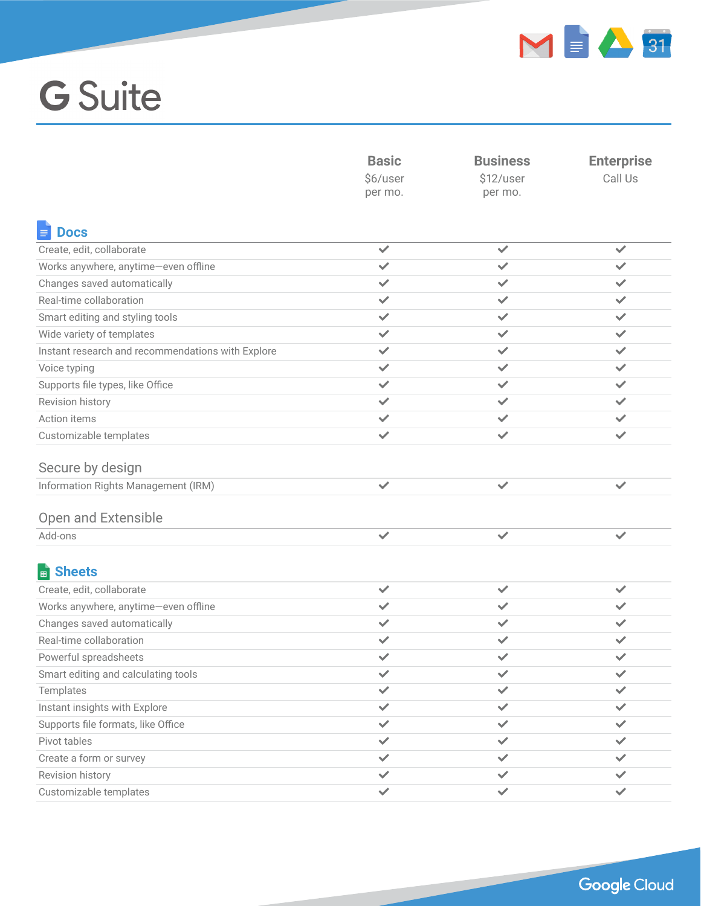# G Suite

| | Basic<br>$6/user per mo. | Business<br>$12/user per mo. | Enterprise<br>Call Us |
|---|---|---|---|
| **Docs** | | | |
| Create, edit, collaborate | ✓ | ✓ | ✓ |
| Works anywhere, anytime—even offline | ✓ | ✓ | ✓ |
| Changes saved automatically | ✓ | ✓ | ✓ |
| Real-time collaboration | ✓ | ✓ | ✓ |
| Smart editing and styling tools | ✓ | ✓ | ✓ |
| Wide variety of templates | ✓ | ✓ | ✓ |
| Instant research and recommendations with Explore | ✓ | ✓ | ✓ |
| Voice typing | ✓ | ✓ | ✓ |
| Supports file types, like Office | ✓ | ✓ | ✓ |
| Revision history | ✓ | ✓ | ✓ |
| Action items | ✓ | ✓ | ✓ |
| Customizable templates | ✓ | ✓ | ✓ |
| **Secure by design** | | | |
| Information Rights Management (IRM) | ✓ | ✓ | ✓ |
| **Open and Extensible** | | | |
| Add-ons | ✓ | ✓ | ✓ |
| **Sheets** | | | |
| Create, edit, collaborate | ✓ | ✓ | ✓ |
| Works anywhere, anytime—even offline | ✓ | ✓ | ✓ |
| Changes saved automatically | ✓ | ✓ | ✓ |
| Real-time collaboration | ✓ | ✓ | ✓ |
| Powerful spreadsheets | ✓ | ✓ | ✓ |
| Smart editing and calculating tools | ✓ | ✓ | ✓ |
| Templates | ✓ | ✓ | ✓ |
| Instant insights with Explore | ✓ | ✓ | ✓ |
| Supports file formats, like Office | ✓ | ✓ | ✓ |
| Pivot tables | ✓ | ✓ | ✓ |
| Create a form or survey | ✓ | ✓ | ✓ |
| Revision history | ✓ | ✓ | ✓ |
| Customizable templates | ✓ | ✓ | ✓ |

Google Cloud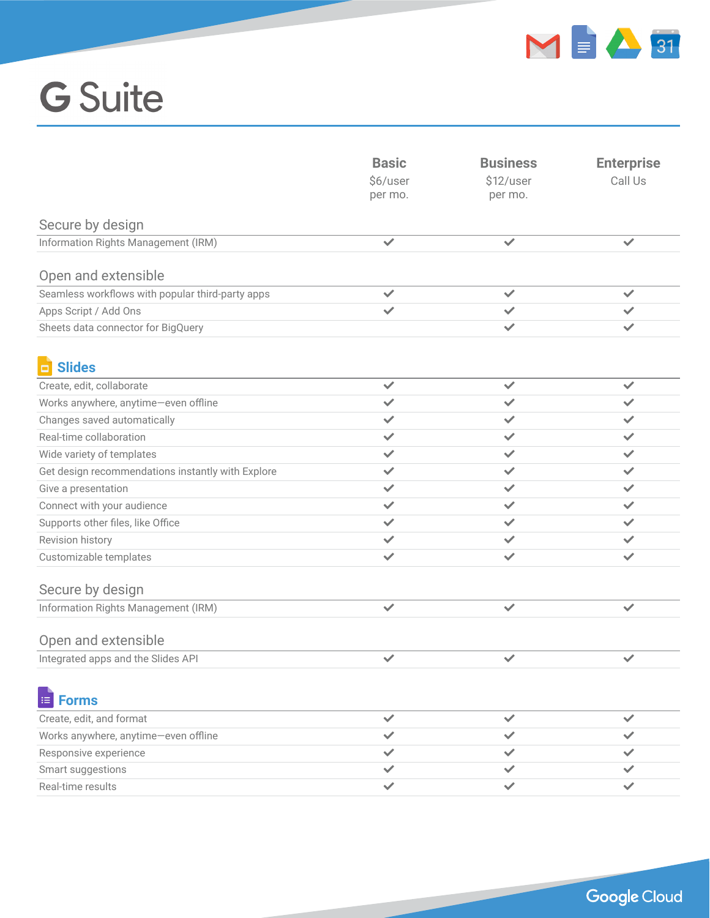# G Suite

| | Basic<br>$6/user per mo. | Business<br>$12/user per mo. | Enterprise<br>Call Us |
|---|---|---|---|
| **Secure by design** | | | |
| Information Rights Management (IRM) | ✔ | ✔ | ✔ |
| **Open and extensible** | | | |
| Seamless workflows with popular third-party apps | ✔ | ✔ | ✔ |
| Apps Script / Add Ons | ✔ | ✔ | ✔ |
| Sheets data connector for BigQuery | | ✔ | ✔ |

## Slides

| | Basic | Business | Enterprise |
|---|---|---|---|
| Create, edit, collaborate | ✔ | ✔ | ✔ |
| Works anywhere, anytime—even offline | ✔ | ✔ | ✔ |
| Changes saved automatically | ✔ | ✔ | ✔ |
| Real-time collaboration | ✔ | ✔ | ✔ |
| Wide variety of templates | ✔ | ✔ | ✔ |
| Get design recommendations instantly with Explore | ✔ | ✔ | ✔ |
| Give a presentation | ✔ | ✔ | ✔ |
| Connect with your audience | ✔ | ✔ | ✔ |
| Supports other files, like Office | ✔ | ✔ | ✔ |
| Revision history | ✔ | ✔ | ✔ |
| Customizable templates | ✔ | ✔ | ✔ |
| **Secure by design** | | | |
| Information Rights Management (IRM) | ✔ | ✔ | ✔ |
| **Open and extensible** | | | |
| Integrated apps and the Slides API | ✔ | ✔ | ✔ |

## Forms

| | Basic | Business | Enterprise |
|---|---|---|---|
| Create, edit, and format | ✔ | ✔ | ✔ |
| Works anywhere, anytime—even offline | ✔ | ✔ | ✔ |
| Responsive experience | ✔ | ✔ | ✔ |
| Smart suggestions | ✔ | ✔ | ✔ |
| Real-time results | ✔ | ✔ | ✔ |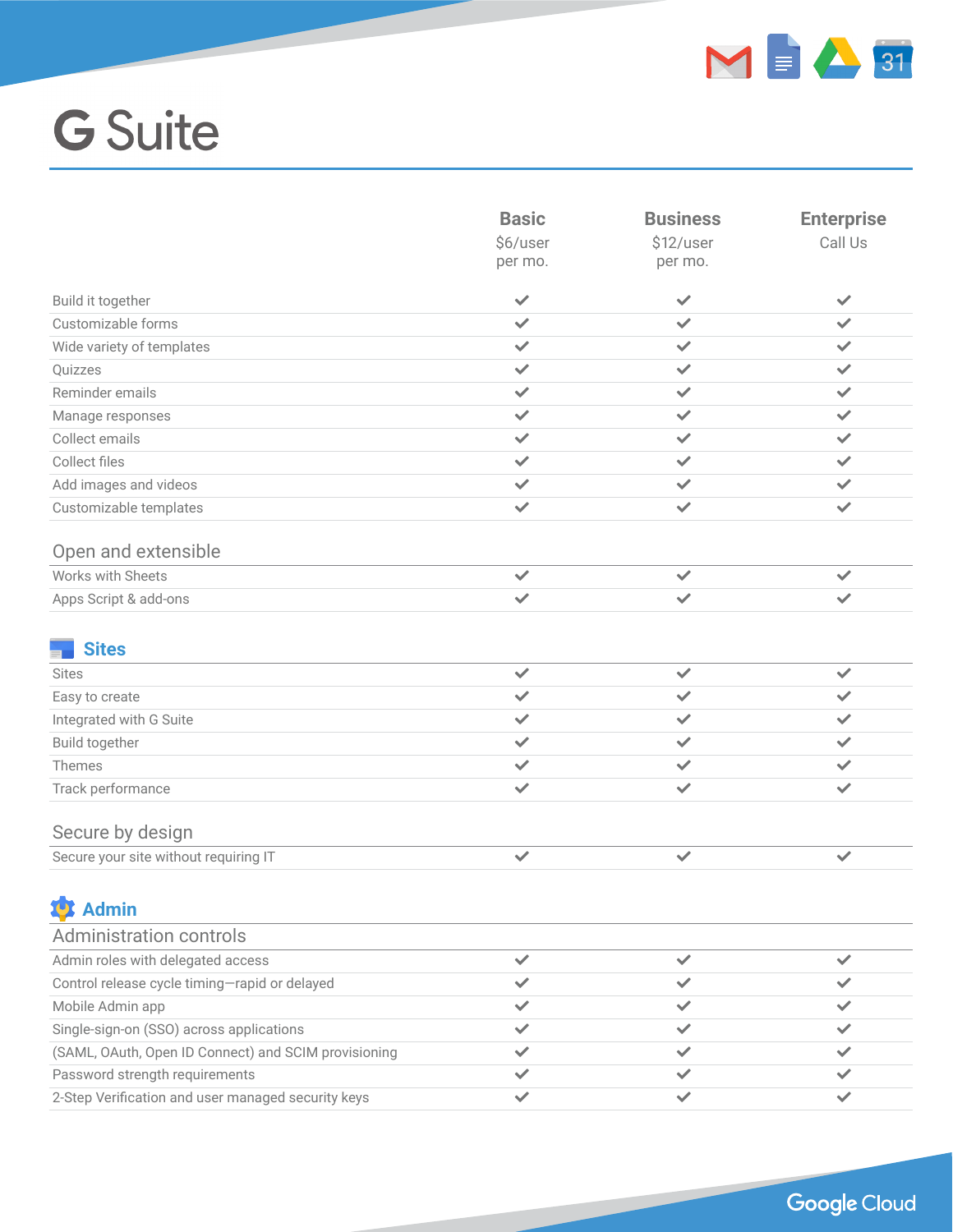# G Suite

| | Basic<br>$6/user per mo. | Business<br>$12/user per mo. | Enterprise<br>Call Us |
|---|---|---|---|
| Build it together | ✓ | ✓ | ✓ |
| Customizable forms | ✓ | ✓ | ✓ |
| Wide variety of templates | ✓ | ✓ | ✓ |
| Quizzes | ✓ | ✓ | ✓ |
| Reminder emails | ✓ | ✓ | ✓ |
| Manage responses | ✓ | ✓ | ✓ |
| Collect emails | ✓ | ✓ | ✓ |
| Collect files | ✓ | ✓ | ✓ |
| Add images and videos | ✓ | ✓ | ✓ |
| Customizable templates | ✓ | ✓ | ✓ |

### Open and extensible

| | Basic | Business | Enterprise |
|---|---|---|---|
| Works with Sheets | ✓ | ✓ | ✓ |
| Apps Script & add-ons | ✓ | ✓ | ✓ |

## Sites

| | Basic | Business | Enterprise |
|---|---|---|---|
| Sites | ✓ | ✓ | ✓ |
| Easy to create | ✓ | ✓ | ✓ |
| Integrated with G Suite | ✓ | ✓ | ✓ |
| Build together | ✓ | ✓ | ✓ |
| Themes | ✓ | ✓ | ✓ |
| Track performance | ✓ | ✓ | ✓ |

### Secure by design

| | Basic | Business | Enterprise |
|---|---|---|---|
| Secure your site without requiring IT | ✓ | ✓ | ✓ |

## Admin

### Administration controls

| | Basic | Business | Enterprise |
|---|---|---|---|
| Admin roles with delegated access | ✓ | ✓ | ✓ |
| Control release cycle timing—rapid or delayed | ✓ | ✓ | ✓ |
| Mobile Admin app | ✓ | ✓ | ✓ |
| Single-sign-on (SSO) across applications | ✓ | ✓ | ✓ |
| (SAML, OAuth, Open ID Connect) and SCIM provisioning | ✓ | ✓ | ✓ |
| Password strength requirements | ✓ | ✓ | ✓ |
| 2-Step Verification and user managed security keys | ✓ | ✓ | ✓ |

Google Cloud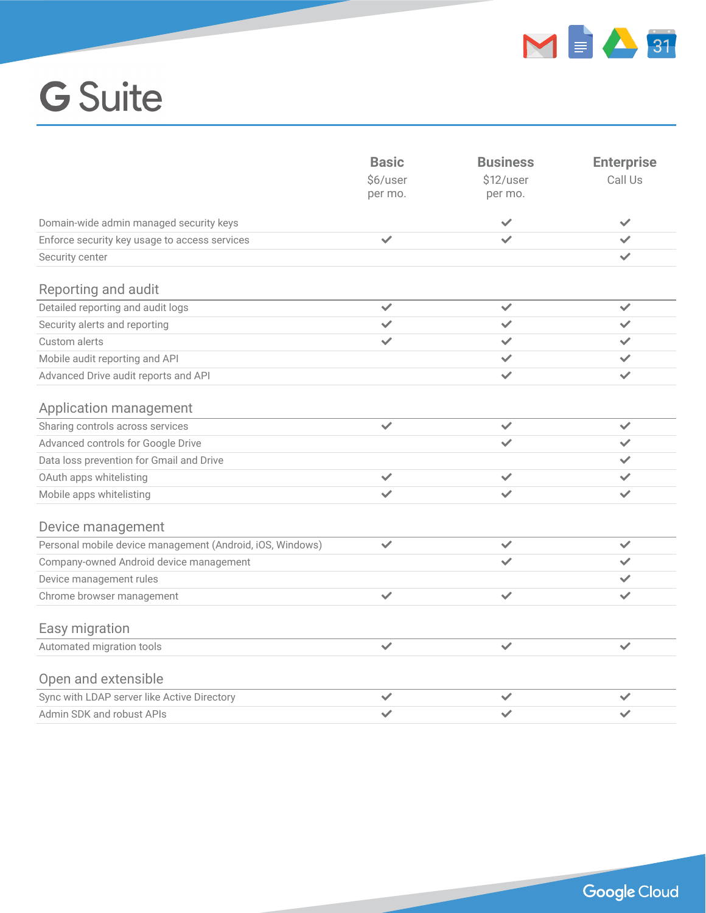# G Suite

| | Basic<br>$6/user per mo. | Business<br>$12/user per mo. | Enterprise<br>Call Us |
|---|---|---|---|
| Domain-wide admin managed security keys | | ✓ | ✓ |
| Enforce security key usage to access services | ✓ | ✓ | ✓ |
| Security center | | | ✓ |
| **Reporting and audit** | | | |
| Detailed reporting and audit logs | ✓ | ✓ | ✓ |
| Security alerts and reporting | ✓ | ✓ | ✓ |
| Custom alerts | ✓ | ✓ | ✓ |
| Mobile audit reporting and API | | ✓ | ✓ |
| Advanced Drive audit reports and API | | ✓ | ✓ |
| **Application management** | | | |
| Sharing controls across services | ✓ | ✓ | ✓ |
| Advanced controls for Google Drive | | ✓ | ✓ |
| Data loss prevention for Gmail and Drive | | | ✓ |
| OAuth apps whitelisting | ✓ | ✓ | ✓ |
| Mobile apps whitelisting | ✓ | ✓ | ✓ |
| **Device management** | | | |
| Personal mobile device management (Android, iOS, Windows) | ✓ | ✓ | ✓ |
| Company-owned Android device management | | ✓ | ✓ |
| Device management rules | | | ✓ |
| Chrome browser management | ✓ | ✓ | ✓ |
| **Easy migration** | | | |
| Automated migration tools | ✓ | ✓ | ✓ |
| **Open and extensible** | | | |
| Sync with LDAP server like Active Directory | ✓ | ✓ | ✓ |
| Admin SDK and robust APIs | ✓ | ✓ | ✓ |

Google Cloud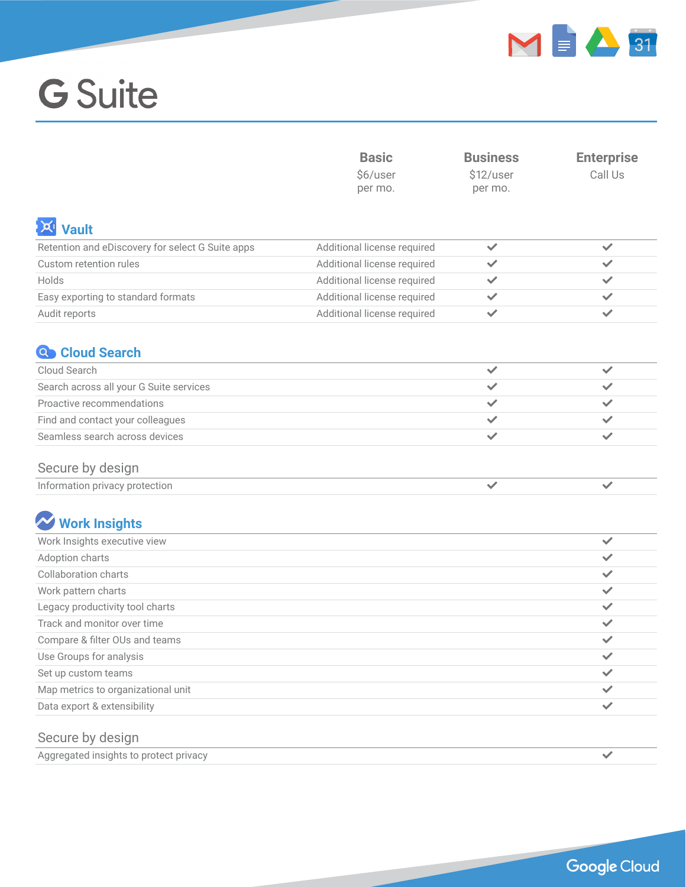# G Suite

| | Basic<br>$6/user per mo. | Business<br>$12/user per mo. | Enterprise<br>Call Us |
|---|---|---|---|
| **Vault** | | | |
| Retention and eDiscovery for select G Suite apps | Additional license required | ✔ | ✔ |
| Custom retention rules | Additional license required | ✔ | ✔ |
| Holds | Additional license required | ✔ | ✔ |
| Easy exporting to standard formats | Additional license required | ✔ | ✔ |
| Audit reports | Additional license required | ✔ | ✔ |
| **Cloud Search** | | | |
| Cloud Search | | ✔ | ✔ |
| Search across all your G Suite services | | ✔ | ✔ |
| Proactive recommendations | | ✔ | ✔ |
| Find and contact your colleagues | | ✔ | ✔ |
| Seamless search across devices | | ✔ | ✔ |
| **Secure by design** | | | |
| Information privacy protection | | ✔ | ✔ |
| **Work Insights** | | | |
| Work Insights executive view | | | ✔ |
| Adoption charts | | | ✔ |
| Collaboration charts | | | ✔ |
| Work pattern charts | | | ✔ |
| Legacy productivity tool charts | | | ✔ |
| Track and monitor over time | | | ✔ |
| Compare & filter OUs and teams | | | ✔ |
| Use Groups for analysis | | | ✔ |
| Set up custom teams | | | ✔ |
| Map metrics to organizational unit | | | ✔ |
| Data export & extensibility | | | ✔ |
| **Secure by design** | | | |
| Aggregated insights to protect privacy | | | ✔ |

Google Cloud